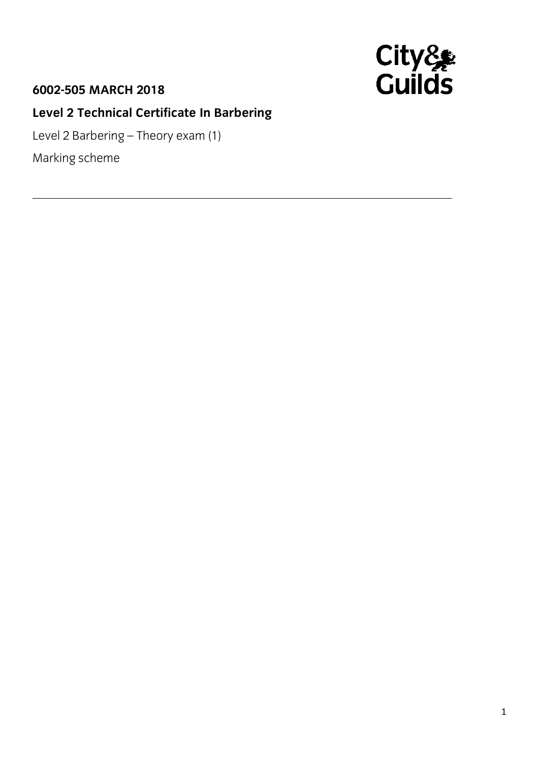**6002-505 MARCH 2018**

**Level 2 Technical Certificate In Barbering**

Level 2 Barbering – Theory exam (1)

Marking scheme

---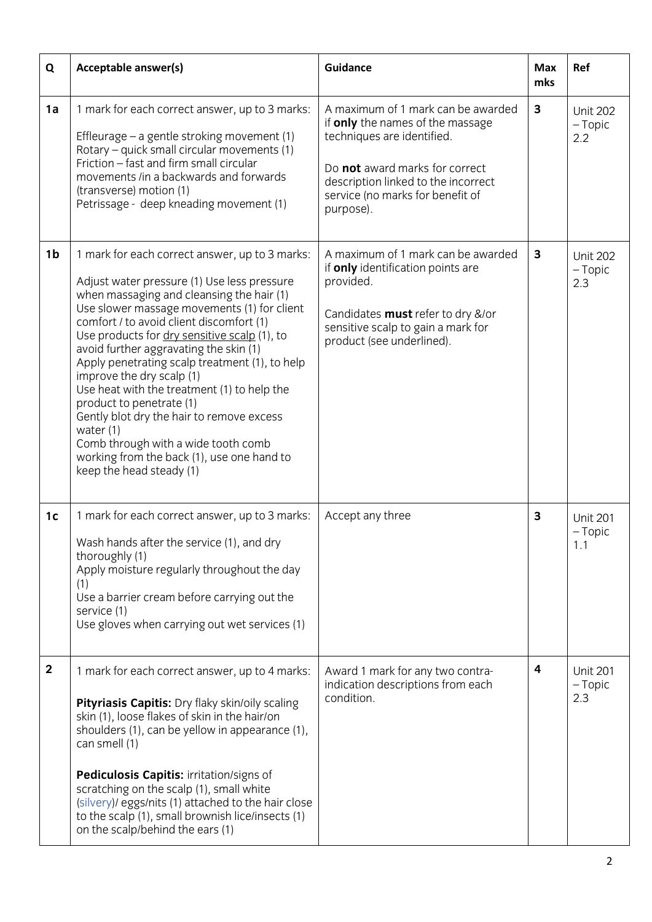| Q | Acceptable answer(s) | Guidance | Max mks | Ref |
|---|---|---|---|---|
| **1a** | 1 mark for each correct answer, up to 3 marks:<br><br>Effleurage – a gentle stroking movement (1)<br>Rotary – quick small circular movements (1)<br>Friction – fast and firm small circular movements /in a backwards and forwards (transverse) motion (1)<br>Petrissage - deep kneading movement (1) | A maximum of 1 mark can be awarded if **only** the names of the massage techniques are identified.<br><br>Do **not** award marks for correct description linked to the incorrect service (no marks for benefit of purpose). | **3** | Unit 202 – Topic 2.2 |
| **1b** | 1 mark for each correct answer, up to 3 marks:<br><br>Adjust water pressure (1) Use less pressure when massaging and cleansing the hair (1)<br>Use slower massage movements (1) for client comfort / to avoid client discomfort (1)<br>Use products for dry sensitive scalp (1), to avoid further aggravating the skin (1)<br>Apply penetrating scalp treatment (1), to help improve the dry scalp (1)<br>Use heat with the treatment (1) to help the product to penetrate (1)<br>Gently blot dry the hair to remove excess water (1)<br>Comb through with a wide tooth comb working from the back (1), use one hand to keep the head steady (1) | A maximum of 1 mark can be awarded if **only** identification points are provided.<br><br>Candidates **must** refer to dry &/or sensitive scalp to gain a mark for product (see underlined). | **3** | Unit 202 – Topic 2.3 |
| **1c** | 1 mark for each correct answer, up to 3 marks:<br><br>Wash hands after the service (1), and dry thoroughly (1)<br>Apply moisture regularly throughout the day (1)<br>Use a barrier cream before carrying out the service (1)<br>Use gloves when carrying out wet services (1) | Accept any three | **3** | Unit 201 – Topic 1.1 |
| **2** | 1 mark for each correct answer, up to 4 marks:<br><br>**Pityriasis Capitis:** Dry flaky skin/oily scaling skin (1), loose flakes of skin in the hair/on shoulders (1), can be yellow in appearance (1), can smell (1)<br><br>**Pediculosis Capitis:** irritation/signs of scratching on the scalp (1), small white (silvery)/ eggs/nits (1) attached to the hair close to the scalp (1), small brownish lice/insects (1) on the scalp/behind the ears (1) | Award 1 mark for any two contra-indication descriptions from each condition. | **4** | Unit 201 – Topic 2.3 |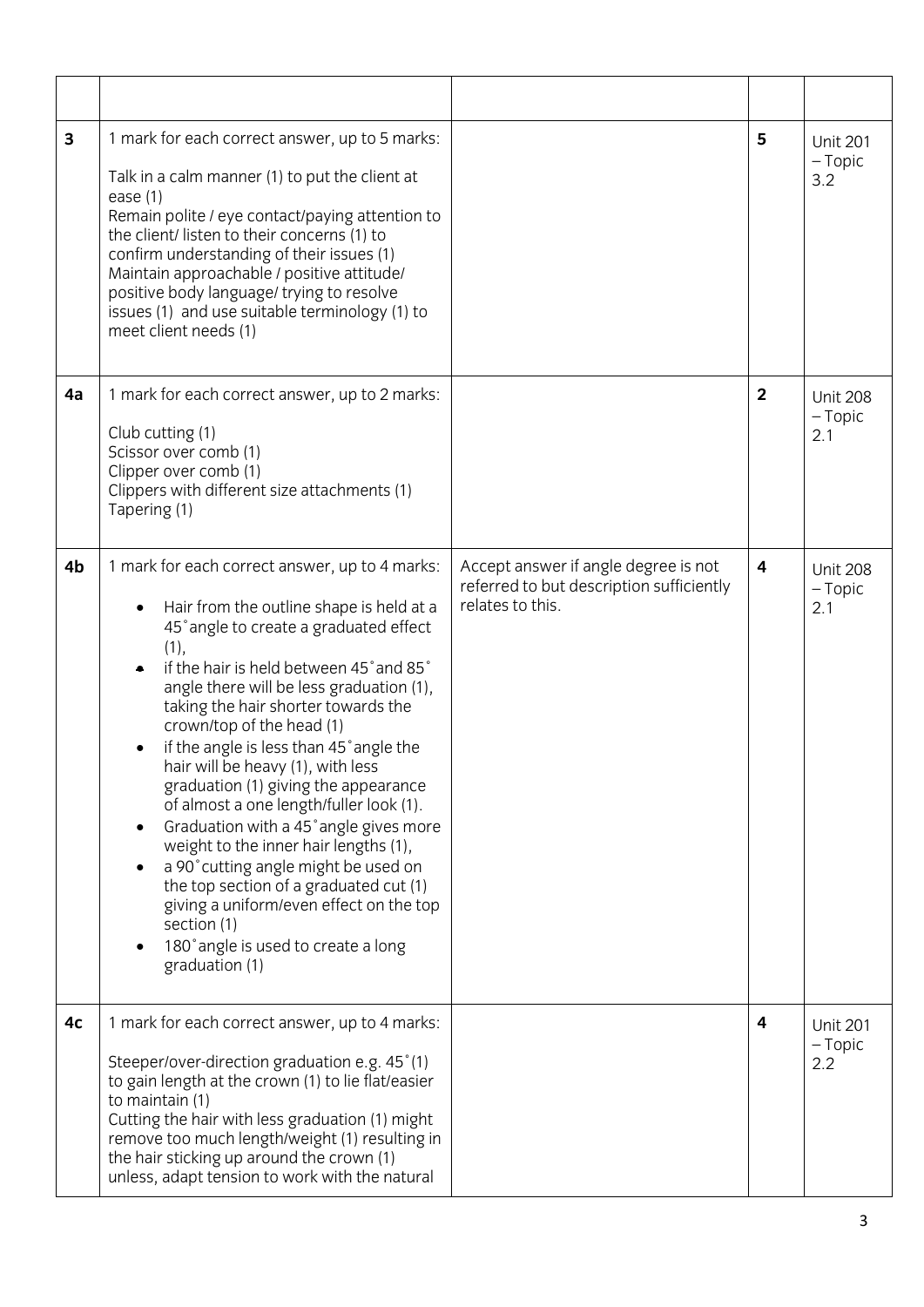| | | | | |
|---|---|---|---|---|
| **3** | 1 mark for each correct answer, up to 5 marks:<br><br>Talk in a calm manner (1) to put the client at ease (1)<br>Remain polite / eye contact/paying attention to the client/ listen to their concerns (1) to confirm understanding of their issues (1)<br>Maintain approachable / positive attitude/ positive body language/ trying to resolve issues (1) and use suitable terminology (1) to meet client needs (1) | | **5** | Unit 201 – Topic 3.2 |
| **4a** | 1 mark for each correct answer, up to 2 marks:<br><br>Club cutting (1)<br>Scissor over comb (1)<br>Clipper over comb (1)<br>Clippers with different size attachments (1)<br>Tapering (1) | | **2** | Unit 208 – Topic 2.1 |
| **4b** | 1 mark for each correct answer, up to 4 marks:<br><br>• Hair from the outline shape is held at a 45˚angle to create a graduated effect (1),<br>• if the hair is held between 45˚and 85˚ angle there will be less graduation (1), taking the hair shorter towards the crown/top of the head (1)<br>• if the angle is less than 45˚angle the hair will be heavy (1), with less graduation (1) giving the appearance of almost a one length/fuller look (1).<br>• Graduation with a 45˚angle gives more weight to the inner hair lengths (1),<br>• a 90˚cutting angle might be used on the top section of a graduated cut (1) giving a uniform/even effect on the top section (1)<br>• 180˚angle is used to create a long graduation (1) | Accept answer if angle degree is not referred to but description sufficiently relates to this. | **4** | Unit 208 – Topic 2.1 |
| **4c** | 1 mark for each correct answer, up to 4 marks:<br><br>Steeper/over-direction graduation e.g. 45˚(1) to gain length at the crown (1) to lie flat/easier to maintain (1)<br>Cutting the hair with less graduation (1) might remove too much length/weight (1) resulting in the hair sticking up around the crown (1) unless, adapt tension to work with the natural | | **4** | Unit 201 – Topic 2.2 |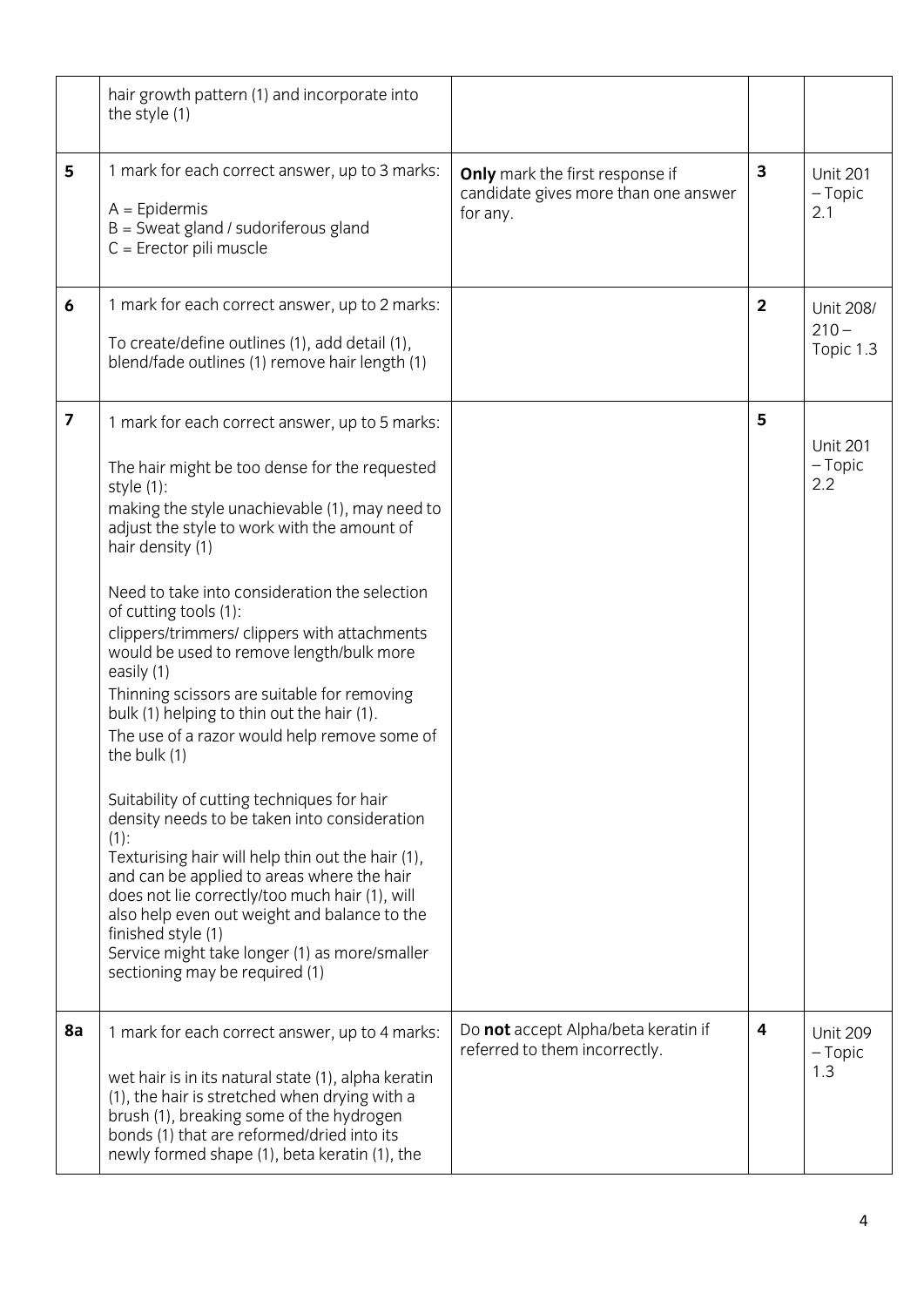| | | | | |
|---|---|---|---|---|
| | hair growth pattern (1) and incorporate into the style (1) | | | |
| **5** | 1 mark for each correct answer, up to 3 marks:<br><br>A = Epidermis<br>B = Sweat gland / sudoriferous gland<br>C = Erector pili muscle | **Only** mark the first response if candidate gives more than one answer for any. | **3** | Unit 201 – Topic 2.1 |
| **6** | 1 mark for each correct answer, up to 2 marks:<br><br>To create/define outlines (1), add detail (1), blend/fade outlines (1) remove hair length (1) | | **2** | Unit 208/ 210 – Topic 1.3 |
| **7** | 1 mark for each correct answer, up to 5 marks:<br><br>The hair might be too dense for the requested style (1):<br>making the style unachievable (1), may need to adjust the style to work with the amount of hair density (1)<br><br>Need to take into consideration the selection of cutting tools (1):<br>clippers/trimmers/ clippers with attachments would be used to remove length/bulk more easily (1)<br>Thinning scissors are suitable for removing bulk (1) helping to thin out the hair (1).<br>The use of a razor would help remove some of the bulk (1)<br><br>Suitability of cutting techniques for hair density needs to be taken into consideration (1):<br>Texturising hair will help thin out the hair (1), and can be applied to areas where the hair does not lie correctly/too much hair (1), will also help even out weight and balance to the finished style (1)<br>Service might take longer (1) as more/smaller sectioning may be required (1) | | **5** | Unit 201 – Topic 2.2 |
| **8a** | 1 mark for each correct answer, up to 4 marks:<br><br>wet hair is in its natural state (1), alpha keratin (1), the hair is stretched when drying with a brush (1), breaking some of the hydrogen bonds (1) that are reformed/dried into its newly formed shape (1), beta keratin (1), the | Do **not** accept Alpha/beta keratin if referred to them incorrectly. | **4** | Unit 209 – Topic 1.3 |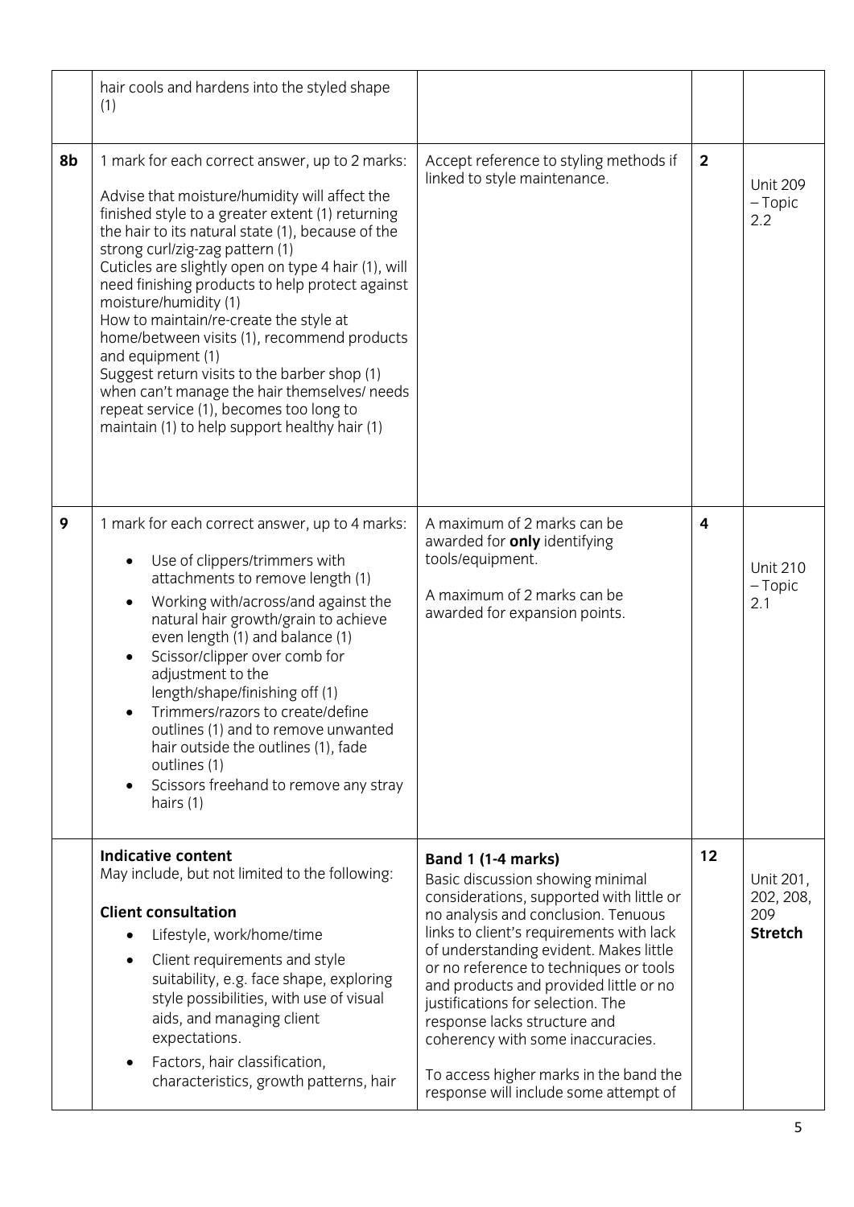| | | | | |
|---|---|---|---|---|
| | hair cools and hardens into the styled shape (1) | | | |
| 8b | 1 mark for each correct answer, up to 2 marks:<br><br>Advise that moisture/humidity will affect the finished style to a greater extent (1) returning the hair to its natural state (1), because of the strong curl/zig-zag pattern (1)<br>Cuticles are slightly open on type 4 hair (1), will need finishing products to help protect against moisture/humidity (1)<br>How to maintain/re-create the style at home/between visits (1), recommend products and equipment (1)<br>Suggest return visits to the barber shop (1) when can't manage the hair themselves/ needs repeat service (1), becomes too long to maintain (1) to help support healthy hair (1) | Accept reference to styling methods if linked to style maintenance. | **2** | Unit 209 – Topic 2.2 |
| 9 | 1 mark for each correct answer, up to 4 marks:<br><br>• Use of clippers/trimmers with attachments to remove length (1)<br>• Working with/across/and against the natural hair growth/grain to achieve even length (1) and balance (1)<br>• Scissor/clipper over comb for adjustment to the length/shape/finishing off (1)<br>• Trimmers/razors to create/define outlines (1) and to remove unwanted hair outside the outlines (1), fade outlines (1)<br>• Scissors freehand to remove any stray hairs (1) | A maximum of 2 marks can be awarded for **only** identifying tools/equipment.<br><br>A maximum of 2 marks can be awarded for expansion points. | **4** | Unit 210 – Topic 2.1 |
| | **Indicative content**<br>May include, but not limited to the following:<br><br>**Client consultation**<br>• Lifestyle, work/home/time<br>• Client requirements and style suitability, e.g. face shape, exploring style possibilities, with use of visual aids, and managing client expectations.<br>• Factors, hair classification, characteristics, growth patterns, hair | **Band 1 (1-4 marks)**<br>Basic discussion showing minimal considerations, supported with little or no analysis and conclusion. Tenuous links to client's requirements with lack of understanding evident. Makes little or no reference to techniques or tools and products and provided little or no justifications for selection. The response lacks structure and coherency with some inaccuracies.<br><br>To access higher marks in the band the response will include some attempt of | **12** | Unit 201, 202, 208, 209 **Stretch** |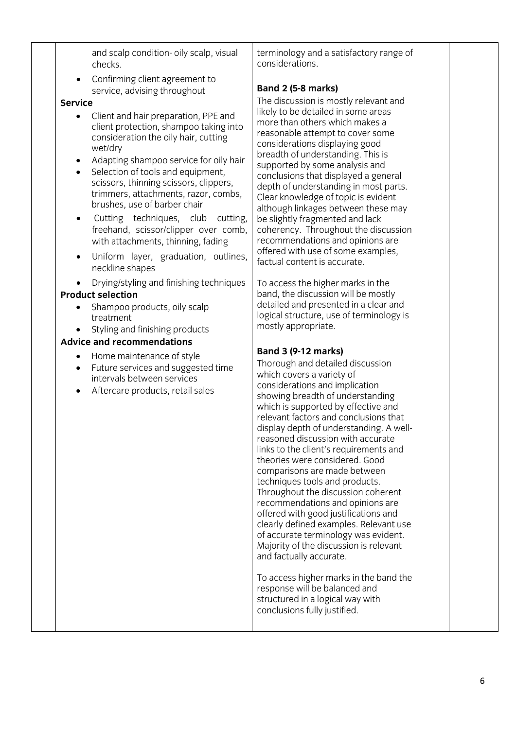| | | | | |
|---|---|---|---|---|
| | and scalp condition- oily scalp, visual checks.<br>• Confirming client agreement to service, advising throughout<br>**Service**<br>• Client and hair preparation, PPE and client protection, shampoo taking into consideration the oily hair, cutting wet/dry<br>• Adapting shampoo service for oily hair<br>• Selection of tools and equipment, scissors, thinning scissors, clippers, trimmers, attachments, razor, combs, brushes, use of barber chair<br>• Cutting techniques, club cutting, freehand, scissor/clipper over comb, with attachments, thinning, fading<br>• Uniform layer, graduation, outlines, neckline shapes<br>• Drying/styling and finishing techniques<br>**Product selection**<br>• Shampoo products, oily scalp treatment<br>• Styling and finishing products<br>**Advice and recommendations**<br>• Home maintenance of style<br>• Future services and suggested time intervals between services<br>• Aftercare products, retail sales | terminology and a satisfactory range of considerations.<br><br>**Band 2 (5-8 marks)**<br>The discussion is mostly relevant and likely to be detailed in some areas more than others which makes a reasonable attempt to cover some considerations displaying good breadth of understanding. This is supported by some analysis and conclusions that displayed a general depth of understanding in most parts. Clear knowledge of topic is evident although linkages between these may be slightly fragmented and lack coherency. Throughout the discussion recommendations and opinions are offered with use of some examples, factual content is accurate.<br><br>To access the higher marks in the band, the discussion will be mostly detailed and presented in a clear and logical structure, use of terminology is mostly appropriate.<br><br>**Band 3 (9-12 marks)**<br>Thorough and detailed discussion which covers a variety of considerations and implication showing breadth of understanding which is supported by effective and relevant factors and conclusions that display depth of understanding. A well-reasoned discussion with accurate links to the client's requirements and theories were considered. Good comparisons are made between techniques tools and products. Throughout the discussion coherent recommendations and opinions are offered with good justifications and clearly defined examples. Relevant use of accurate terminology was evident. Majority of the discussion is relevant and factually accurate.<br><br>To access higher marks in the band the response will be balanced and structured in a logical way with conclusions fully justified. | | |